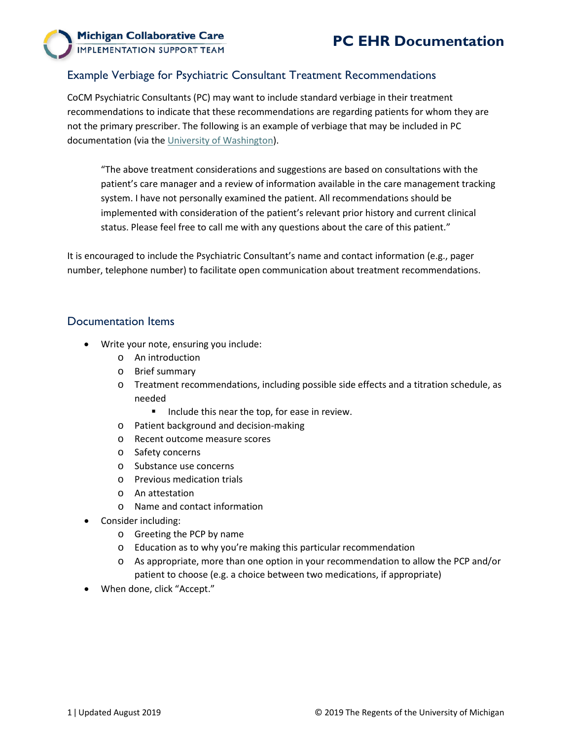# PC EHR Documentation

## Example Verbiage for Psychiatric Consultant Treatment Recommendations

CoCM Psychiatric Consultants (PC) may want to include standard verbiage in their treatment recommendations to indicate that these recommendations are regarding patients for whom they are not the primary prescriber. The following is an example of verbiage that may be included in PC documentation (via the University of Washington).

> "The above treatment considerations and suggestions are based on consultations with the patient's care manager and a review of information available in the care management tracking system. I have not personally examined the patient. All recommendations should be implemented with consideration of the patient's relevant prior history and current clinical status. Please feel free to call me with any questions about the care of this patient."

It is encouraged to include the Psychiatric Consultant's name and contact information (e.g., pager number, telephone number) to facilitate open communication about treatment recommendations.

## Documentation Items

- Write your note, ensuring you include:
  - An introduction
  - Brief summary
  - Treatment recommendations, including possible side effects and a titration schedule, as needed
    - Include this near the top, for ease in review.
  - Patient background and decision-making
  - Recent outcome measure scores
  - Safety concerns
  - Substance use concerns
  - Previous medication trials
  - An attestation
  - Name and contact information
- Consider including:
  - Greeting the PCP by name
  - Education as to why you're making this particular recommendation
  - As appropriate, more than one option in your recommendation to allow the PCP and/or patient to choose (e.g. a choice between two medications, if appropriate)
- When done, click "Accept."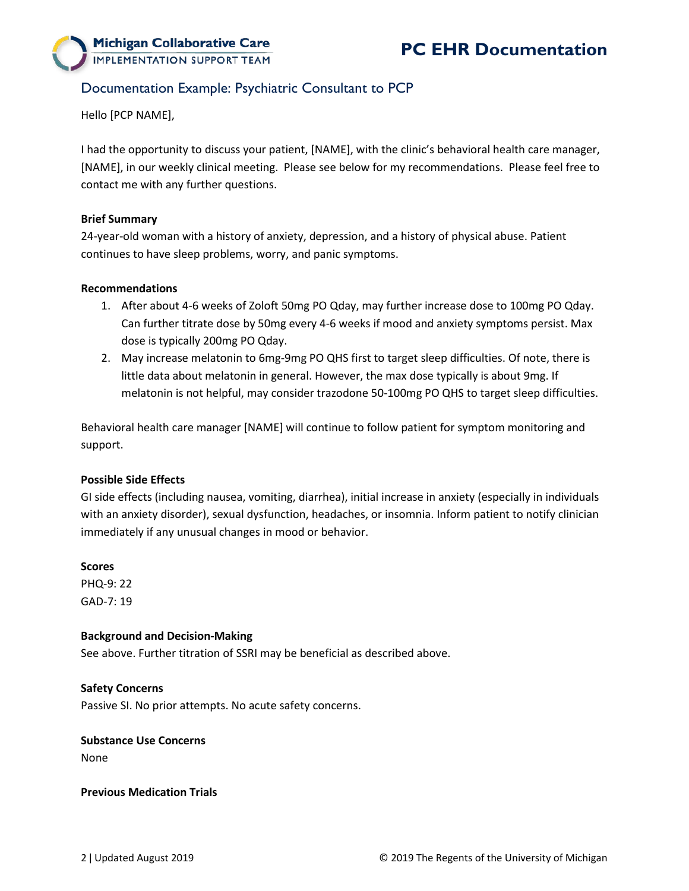## Documentation Example: Psychiatric Consultant to PCP

Hello [PCP NAME],

I had the opportunity to discuss your patient, [NAME], with the clinic's behavioral health care manager, [NAME], in our weekly clinical meeting. Please see below for my recommendations. Please feel free to contact me with any further questions.

**Brief Summary**
24-year-old woman with a history of anxiety, depression, and a history of physical abuse. Patient continues to have sleep problems, worry, and panic symptoms.

**Recommendations**

1. After about 4-6 weeks of Zoloft 50mg PO Qday, may further increase dose to 100mg PO Qday. Can further titrate dose by 50mg every 4-6 weeks if mood and anxiety symptoms persist. Max dose is typically 200mg PO Qday.
2. May increase melatonin to 6mg-9mg PO QHS first to target sleep difficulties. Of note, there is little data about melatonin in general. However, the max dose typically is about 9mg. If melatonin is not helpful, may consider trazodone 50-100mg PO QHS to target sleep difficulties.

Behavioral health care manager [NAME] will continue to follow patient for symptom monitoring and support.

**Possible Side Effects**
GI side effects (including nausea, vomiting, diarrhea), initial increase in anxiety (especially in individuals with an anxiety disorder), sexual dysfunction, headaches, or insomnia. Inform patient to notify clinician immediately if any unusual changes in mood or behavior.

**Scores**
PHQ-9: 22
GAD-7: 19

**Background and Decision-Making**
See above. Further titration of SSRI may be beneficial as described above.

**Safety Concerns**
Passive SI. No prior attempts. No acute safety concerns.

**Substance Use Concerns**
None

**Previous Medication Trials**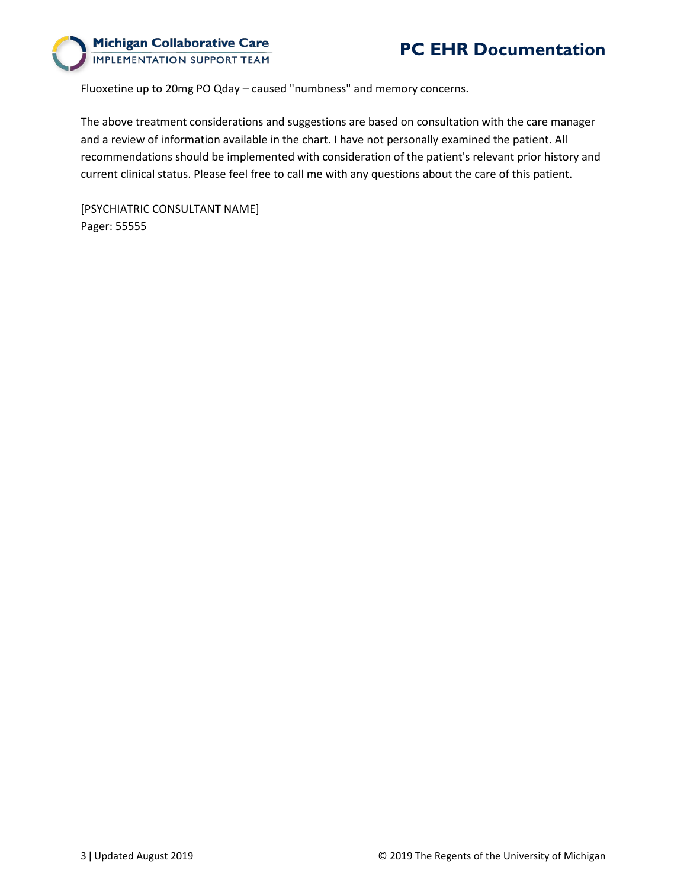Fluoxetine up to 20mg PO Qday – caused "numbness" and memory concerns.

The above treatment considerations and suggestions are based on consultation with the care manager and a review of information available in the chart. I have not personally examined the patient. All recommendations should be implemented with consideration of the patient's relevant prior history and current clinical status. Please feel free to call me with any questions about the care of this patient.

[PSYCHIATRIC CONSULTANT NAME]
Pager: 55555